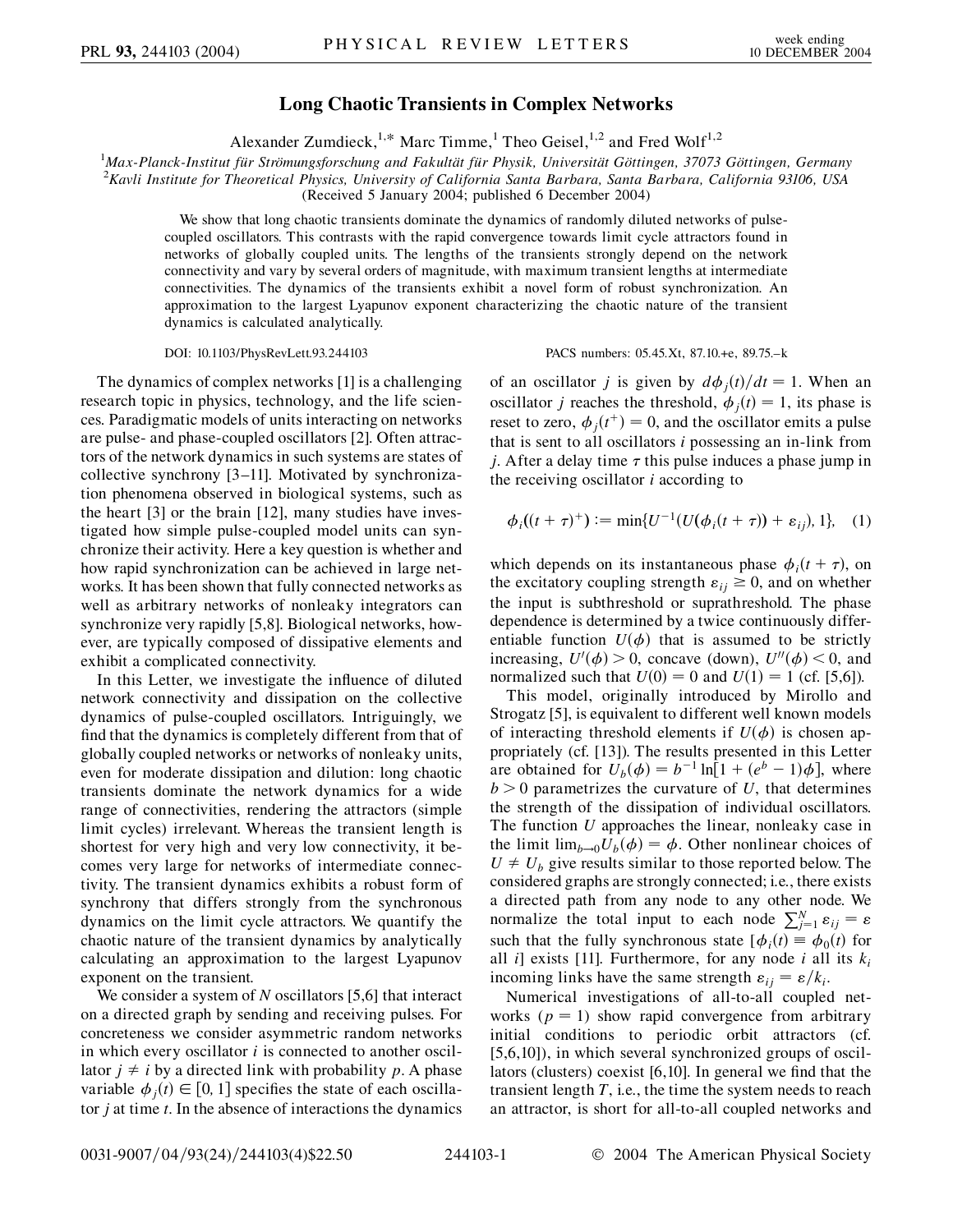# Long Chaotic Transients in Complex Networks

Alexander Zumdieck,[1,*] Marc Timme,[1] Theo Geisel,[1,2] and Fred Wolf[1,2]

[1]Max-Planck-Institut für Strömungsforschung and Fakultät für Physik, Universität Göttingen, 37073 Göttingen, Germany

[2]Kavli Institute for Theoretical Physics, University of California Santa Barbara, Santa Barbara, California 93106, USA

(Received 5 January 2004; published 6 December 2004)

We show that long chaotic transients dominate the dynamics of randomly diluted networks of pulse-coupled oscillators. This contrasts with the rapid convergence towards limit cycle attractors found in networks of globally coupled units. The lengths of the transients strongly depend on the network connectivity and vary by several orders of magnitude, with maximum transient lengths at intermediate connectivities. The dynamics of the transients exhibit a novel form of robust synchronization. An approximation to the largest Lyapunov exponent characterizing the chaotic nature of the transient dynamics is calculated analytically.

DOI: 10.1103/PhysRevLett.93.244103 PACS numbers: 05.45.Xt, 87.10.+e, 89.75.–k

The dynamics of complex networks [1] is a challenging research topic in physics, technology, and the life sciences. Paradigmatic models of units interacting on networks are pulse- and phase-coupled oscillators [2]. Often attractors of the network dynamics in such systems are states of collective synchrony [3–11]. Motivated by synchronization phenomena observed in biological systems, such as the heart [3] or the brain [12], many studies have investigated how simple pulse-coupled model units can synchronize their activity. Here a key question is whether and how rapid synchronization can be achieved in large networks. It has been shown that fully connected networks as well as arbitrary networks of nonleaky integrators can synchronize very rapidly [5,8]. Biological networks, however, are typically composed of dissipative elements and exhibit a complicated connectivity.

In this Letter, we investigate the influence of diluted network connectivity and dissipation on the collective dynamics of pulse-coupled oscillators. Intriguingly, we find that the dynamics is completely different from that of globally coupled networks or networks of nonleaky units, even for moderate dissipation and dilution: long chaotic transients dominate the network dynamics for a wide range of connectivities, rendering the attractors (simple limit cycles) irrelevant. Whereas the transient length is shortest for very high and very low connectivity, it becomes very large for networks of intermediate connectivity. The transient dynamics exhibits a robust form of synchrony that differs strongly from the synchronous dynamics on the limit cycle attractors. We quantify the chaotic nature of the transient dynamics by analytically calculating an approximation to the largest Lyapunov exponent on the transient.

We consider a system of $N$ oscillators [5,6] that interact on a directed graph by sending and receiving pulses. For concreteness we consider asymmetric random networks in which every oscillator $i$ is connected to another oscillator $j \neq i$ by a directed link with probability $p$. A phase variable $\phi_j(t) \in [0, 1]$ specifies the state of each oscillator $j$ at time $t$. In the absence of interactions the dynamics of an oscillator $j$ is given by $d\phi_j(t)/dt = 1$. When an oscillator $j$ reaches the threshold, $\phi_j(t) = 1$, its phase is reset to zero, $\phi_j(t^+) = 0$, and the oscillator emits a pulse that is sent to all oscillators $i$ possessing an in-link from $j$. After a delay time $\tau$ this pulse induces a phase jump in the receiving oscillator $i$ according to

$$\phi_i((t + \tau)^+) := \min\{U^{-1}(U(\phi_i(t + \tau)) + \varepsilon_{ij}), 1\}, \quad (1)$$

which depends on its instantaneous phase $\phi_i(t + \tau)$, on the excitatory coupling strength $\varepsilon_{ij} \geq 0$, and on whether the input is subthreshold or suprathreshold. The phase dependence is determined by a twice continuously differentiable function $U(\phi)$ that is assumed to be strictly increasing, $U'(\phi) > 0$, concave (down), $U''(\phi) < 0$, and normalized such that $U(0) = 0$ and $U(1) = 1$ (cf. [5,6]).

This model, originally introduced by Mirollo and Strogatz [5], is equivalent to different well known models of interacting threshold elements if $U(\phi)$ is chosen appropriately (cf. [13]). The results presented in this Letter are obtained for $U_b(\phi) = b^{-1} \ln[1 + (e^b - 1)\phi]$, where $b > 0$ parametrizes the curvature of $U$, that determines the strength of the dissipation of individual oscillators. The function $U$ approaches the linear, nonleaky case in the limit $\lim_{b\to 0} U_b(\phi) = \phi$. Other nonlinear choices of $U \neq U_b$ give results similar to those reported below. The considered graphs are strongly connected; i.e., there exists a directed path from any node to any other node. We normalize the total input to each node $\sum_{j=1}^{N} \varepsilon_{ij} = \varepsilon$ such that the fully synchronous state $[\phi_i(t) \equiv \phi_0(t)$ for all $i]$ exists [11]. Furthermore, for any node $i$ all its $k_i$ incoming links have the same strength $\varepsilon_{ij} = \varepsilon/k_i$.

Numerical investigations of all-to-all coupled networks ($p = 1$) show rapid convergence from arbitrary initial conditions to periodic orbit attractors (cf. [5,6,10]), in which several synchronized groups of oscillators (clusters) coexist [6,10]. In general we find that the transient length $T$, i.e., the time the system needs to reach an attractor, is short for all-to-all coupled networks and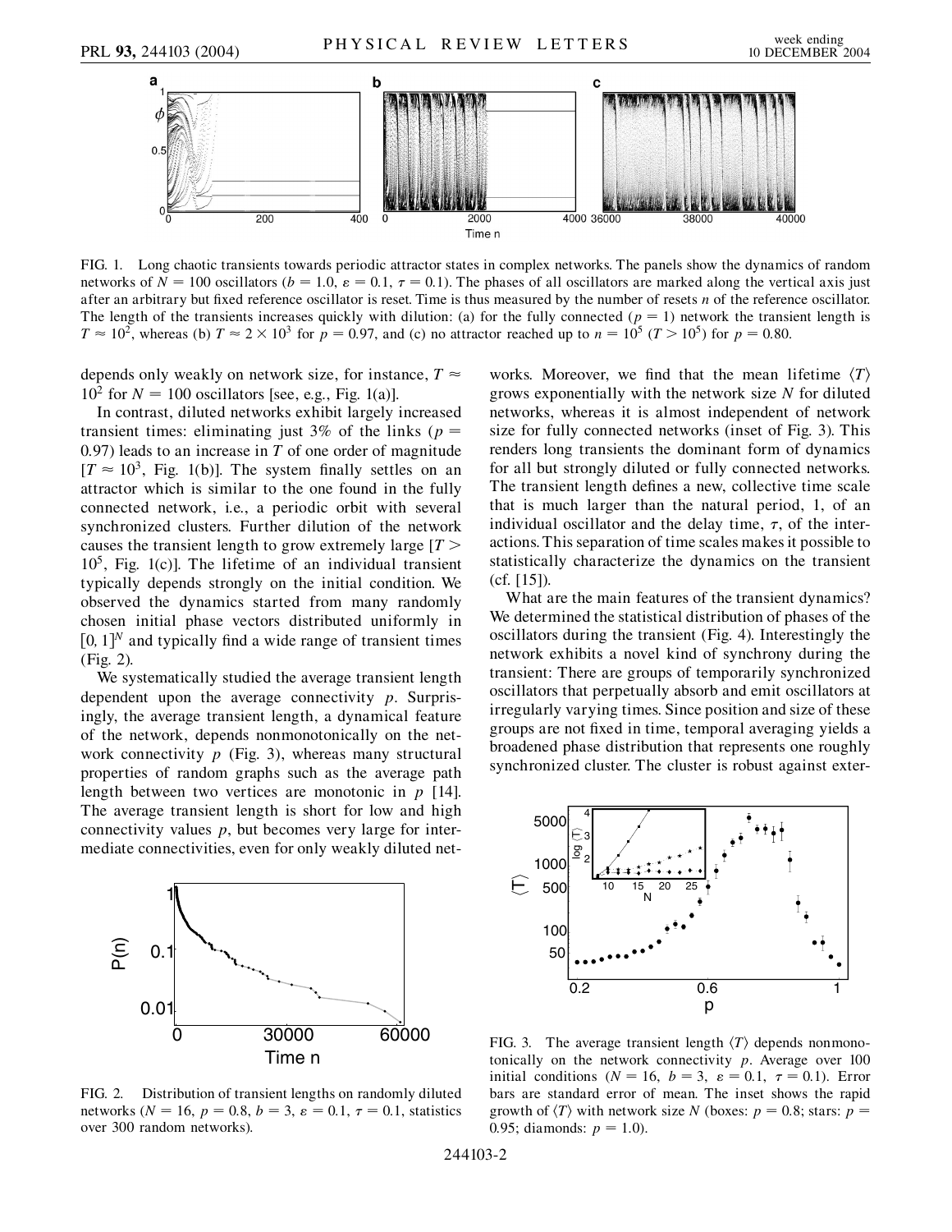FIG. 1. Long chaotic transients towards periodic attractor states in complex networks. The panels show the dynamics of random networks of $N = 100$ oscillators ($b = 1.0$, $\varepsilon = 0.1$, $\tau = 0.1$). The phases of all oscillators are marked along the vertical axis just after an arbitrary but fixed reference oscillator is reset. Time is thus measured by the number of resets $n$ of the reference oscillator. The length of the transients increases quickly with dilution: (a) for the fully connected ($p = 1$) network the transient length is $T \approx 10^2$, whereas (b) $T \approx 2 \times 10^3$ for $p = 0.97$, and (c) no attractor reached up to $n = 10^5$ ($T > 10^5$) for $p = 0.80$.

depends only weakly on network size, for instance, $T \approx 10^2$ for $N = 100$ oscillators [see, e.g., Fig. 1(a)].

In contrast, diluted networks exhibit largely increased transient times: eliminating just 3% of the links ($p = 0.97$) leads to an increase in $T$ of one order of magnitude [$T \approx 10^3$, Fig. 1(b)]. The system finally settles on an attractor which is similar to the one found in the fully connected network, i.e., a periodic orbit with several synchronized clusters. Further dilution of the network causes the transient length to grow extremely large [$T > 10^5$, Fig. 1(c)]. The lifetime of an individual transient typically depends strongly on the initial condition. We observed the dynamics started from many randomly chosen initial phase vectors distributed uniformly in $[0, 1]^N$ and typically find a wide range of transient times (Fig. 2).

We systematically studied the average transient length dependent upon the average connectivity $p$. Surprisingly, the average transient length, a dynamical feature of the network, depends nonmonotonically on the network connectivity $p$ (Fig. 3), whereas many structural properties of random graphs such as the average path length between two vertices are monotonic in $p$ [14]. The average transient length is short for low and high connectivity values $p$, but becomes very large for intermediate connectivities, even for only weakly diluted networks. Moreover, we find that the mean lifetime $\langle T \rangle$ grows exponentially with the network size $N$ for diluted networks, whereas it is almost independent of network size for fully connected networks (inset of Fig. 3). This renders long transients the dominant form of dynamics for all but strongly diluted or fully connected networks. The transient length defines a new, collective time scale that is much larger than the natural period, 1, of an individual oscillator and the delay time, $\tau$, of the interactions. This separation of time scales makes it possible to statistically characterize the dynamics on the transient (cf. [15]).

What are the main features of the transient dynamics? We determined the statistical distribution of phases of the oscillators during the transient (Fig. 4). Interestingly the network exhibits a novel kind of synchrony during the transient: There are groups of temporarily synchronized oscillators that perpetually absorb and emit oscillators at irregularly varying times. Since position and size of these groups are not fixed in time, temporal averaging yields a broadened phase distribution that represents one roughly synchronized cluster. The cluster is robust against exter-

FIG. 2. Distribution of transient lengths on randomly diluted networks ($N = 16$, $p = 0.8$, $b = 3$, $\varepsilon = 0.1$, $\tau = 0.1$, statistics over 300 random networks).

FIG. 3. The average transient length $\langle T \rangle$ depends nonmonotonically on the network connectivity $p$. Average over 100 initial conditions ($N = 16$, $b = 3$, $\varepsilon = 0.1$, $\tau = 0.1$). Error bars are standard error of mean. The inset shows the rapid growth of $\langle T \rangle$ with network size $N$ (boxes: $p = 0.8$; stars: $p = 0.95$; diamonds: $p = 1.0$).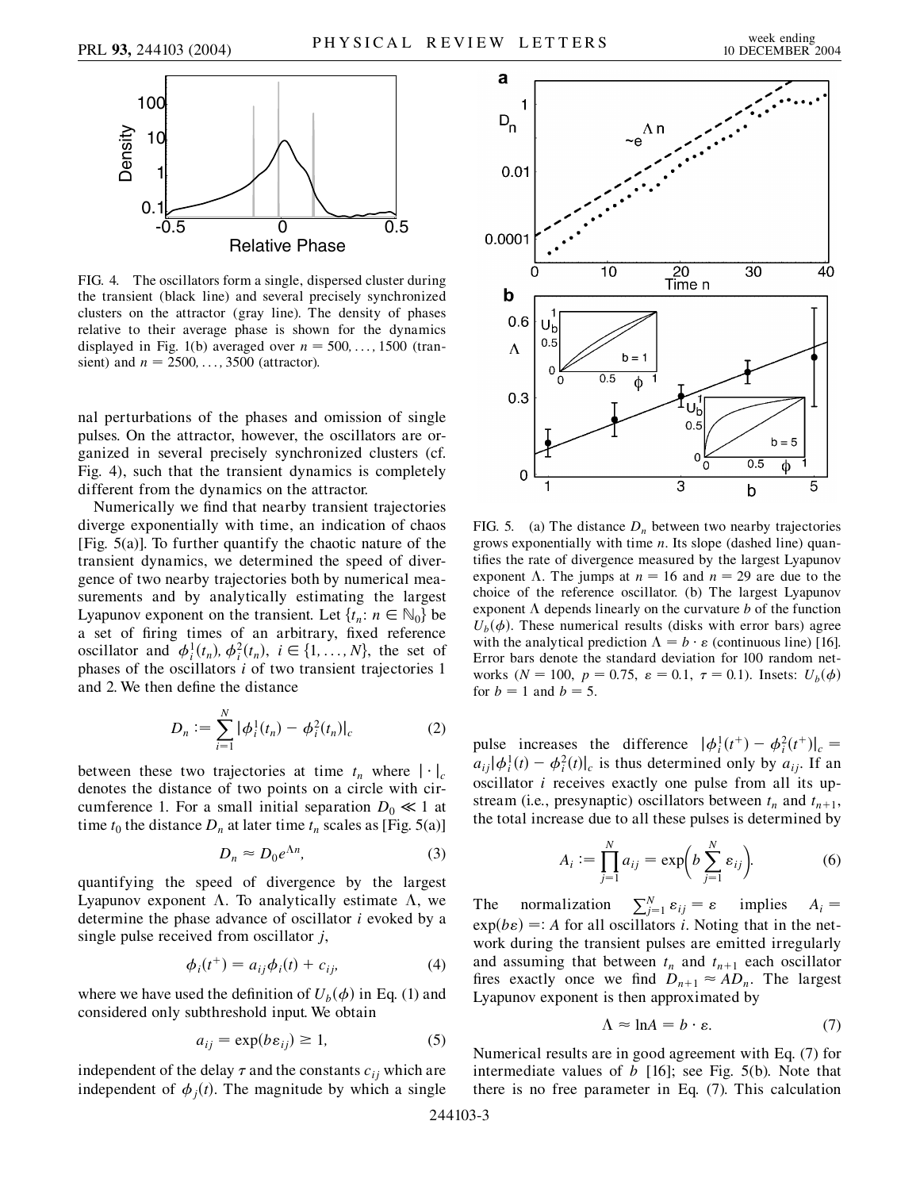FIG. 4. The oscillators form a single, dispersed cluster during the transient (black line) and several precisely synchronized clusters on the attractor (gray line). The density of phases relative to their average phase is shown for the dynamics displayed in Fig. 1(b) averaged over $n = 500, \ldots, 1500$ (transient) and $n = 2500, \ldots, 3500$ (attractor).

nal perturbations of the phases and omission of single pulses. On the attractor, however, the oscillators are organized in several precisely synchronized clusters (cf. Fig. 4), such that the transient dynamics is completely different from the dynamics on the attractor.

Numerically we find that nearby transient trajectories diverge exponentially with time, an indication of chaos [Fig. 5(a)]. To further quantify the chaotic nature of the transient dynamics, we determined the speed of divergence of two nearby trajectories both by numerical measurements and by analytically estimating the largest Lyapunov exponent on the transient. Let $\{t_n : n \in \mathbb{N}_0\}$ be a set of firing times of an arbitrary, fixed reference oscillator and $\phi_i^1(t_n), \phi_i^2(t_n)$, $i \in \{1, \ldots, N\}$, the set of phases of the oscillators $i$ of two transient trajectories 1 and 2. We then define the distance

$$D_n := \sum_{i=1}^{N} |\phi_i^1(t_n) - \phi_i^2(t_n)|_c \tag{2}$$

between these two trajectories at time $t_n$ where $|\cdot|_c$ denotes the distance of two points on a circle with circumference 1. For a small initial separation $D_0 \ll 1$ at time $t_0$ the distance $D_n$ at later time $t_n$ scales as [Fig. 5(a)]

$$D_n \approx D_0 e^{\Lambda n}, \tag{3}$$

quantifying the speed of divergence by the largest Lyapunov exponent $\Lambda$. To analytically estimate $\Lambda$, we determine the phase advance of oscillator $i$ evoked by a single pulse received from oscillator $j$,

$$\phi_i(t^+) = a_{ij}\phi_i(t) + c_{ij}, \tag{4}$$

where we have used the definition of $U_b(\phi)$ in Eq. (1) and considered only subthreshold input. We obtain

$$a_{ij} = \exp(b\varepsilon_{ij}) \geq 1, \tag{5}$$

independent of the delay $\tau$ and the constants $c_{ij}$ which are independent of $\phi_j(t)$. The magnitude by which a single

FIG. 5. (a) The distance $D_n$ between two nearby trajectories grows exponentially with time $n$. Its slope (dashed line) quantifies the rate of divergence measured by the largest Lyapunov exponent $\Lambda$. The jumps at $n = 16$ and $n = 29$ are due to the choice of the reference oscillator. (b) The largest Lyapunov exponent $\Lambda$ depends linearly on the curvature $b$ of the function $U_b(\phi)$. These numerical results (disks with error bars) agree with the analytical prediction $\Lambda = b \cdot \varepsilon$ (continuous line) [16]. Error bars denote the standard deviation for 100 random networks ($N = 100$, $p = 0.75$, $\varepsilon = 0.1$, $\tau = 0.1$). Insets: $U_b(\phi)$ for $b = 1$ and $b = 5$.

pulse increases the difference $|\phi_i^1(t^+) - \phi_i^2(t^+)|_c = a_{ij}|\phi_i^1(t) - \phi_i^2(t)|_c$ is thus determined only by $a_{ij}$. If an oscillator $i$ receives exactly one pulse from all its upstream (i.e., presynaptic) oscillators between $t_n$ and $t_{n+1}$, the total increase due to all these pulses is determined by

$$A_i := \prod_{j=1}^{N} a_{ij} = \exp\left(b \sum_{j=1}^{N} \varepsilon_{ij}\right). \tag{6}$$

The normalization $\sum_{j=1}^{N} \varepsilon_{ij} = \varepsilon$ implies $A_i = \exp(b\varepsilon) =: A$ for all oscillators $i$. Noting that in the network during the transient pulses are emitted irregularly and assuming that between $t_n$ and $t_{n+1}$ each oscillator fires exactly once we find $D_{n+1} \approx AD_n$. The largest Lyapunov exponent is then approximated by

$$\Lambda \approx \ln A = b \cdot \varepsilon. \tag{7}$$

Numerical results are in good agreement with Eq. (7) for intermediate values of $b$ [16]; see Fig. 5(b). Note that there is no free parameter in Eq. (7). This calculation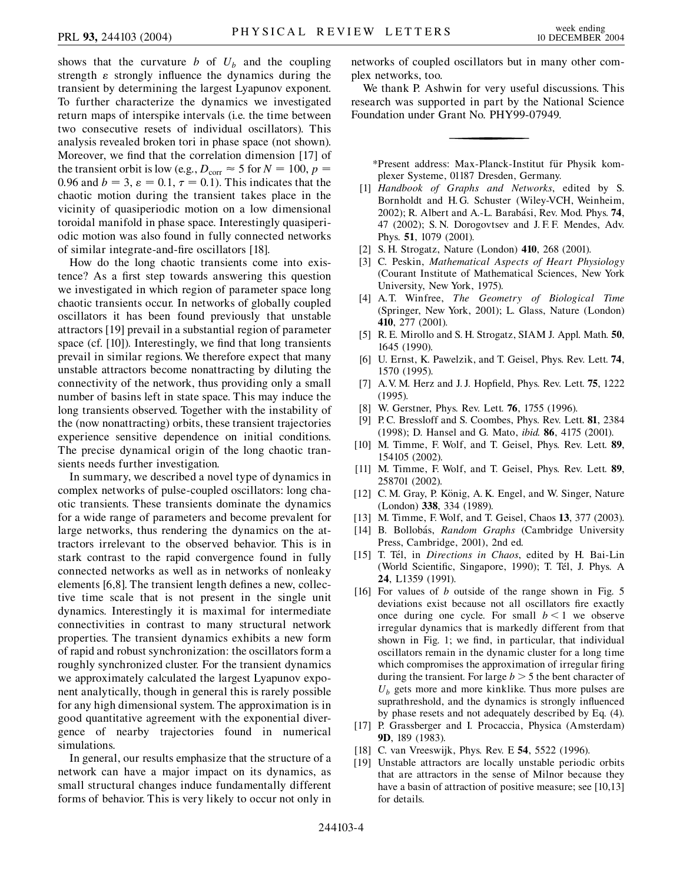shows that the curvature $b$ of $U_b$ and the coupling strength $\varepsilon$ strongly influence the dynamics during the transient by determining the largest Lyapunov exponent. To further characterize the dynamics we investigated return maps of interspike intervals (i.e. the time between two consecutive resets of individual oscillators). This analysis revealed broken tori in phase space (not shown). Moreover, we find that the correlation dimension [17] of the transient orbit is low (e.g., $D_{\rm corr} \approx 5$ for $N = 100$, $p = 0.96$ and $b = 3$, $\varepsilon = 0.1$, $\tau = 0.1$). This indicates that the chaotic motion during the transient takes place in the vicinity of quasiperiodic motion on a low dimensional toroidal manifold in phase space. Interestingly quasiperiodic motion was also found in fully connected networks of similar integrate-and-fire oscillators [18].

How do the long chaotic transients come into existence? As a first step towards answering this question we investigated in which region of parameter space long chaotic transients occur. In networks of globally coupled oscillators it has been found previously that unstable attractors [19] prevail in a substantial region of parameter space (cf. [10]). Interestingly, we find that long transients prevail in similar regions. We therefore expect that many unstable attractors become nonattracting by diluting the connectivity of the network, thus providing only a small number of basins left in state space. This may induce the long transients observed. Together with the instability of the (now nonattracting) orbits, these transient trajectories experience sensitive dependence on initial conditions. The precise dynamical origin of the long chaotic transients needs further investigation.

In summary, we described a novel type of dynamics in complex networks of pulse-coupled oscillators: long chaotic transients. These transients dominate the dynamics for a wide range of parameters and become prevalent for large networks, thus rendering the dynamics on the attractors irrelevant to the observed behavior. This is in stark contrast to the rapid convergence found in fully connected networks as well as in networks of nonleaky elements [6,8]. The transient length defines a new, collective time scale that is not present in the single unit dynamics. Interestingly it is maximal for intermediate connectivities in contrast to many structural network properties. The transient dynamics exhibits a new form of rapid and robust synchronization: the oscillators form a roughly synchronized cluster. For the transient dynamics we approximately calculated the largest Lyapunov exponent analytically, though in general this is rarely possible for any high dimensional system. The approximation is in good quantitative agreement with the exponential divergence of nearby trajectories found in numerical simulations.

In general, our results emphasize that the structure of a network can have a major impact on its dynamics, as small structural changes induce fundamentally different forms of behavior. This is very likely to occur not only in networks of coupled oscillators but in many other complex networks, too.

We thank P. Ashwin for very useful discussions. This research was supported in part by the National Science Foundation under Grant No. PHY99-07949.

---

*Present address: Max-Planck-Institut für Physik komplexer Systeme, 01187 Dresden, Germany.

[1] *Handbook of Graphs and Networks*, edited by S. Bornholdt and H. G. Schuster (Wiley-VCH, Weinheim, 2002); R. Albert and A.-L. Barabási, Rev. Mod. Phys. **74**, 47 (2002); S. N. Dorogovtsev and J. F. F. Mendes, Adv. Phys. **51**, 1079 (2001).

[2] S. H. Strogatz, Nature (London) **410**, 268 (2001).

[3] C. Peskin, *Mathematical Aspects of Heart Physiology* (Courant Institute of Mathematical Sciences, New York University, New York, 1975).

[4] A. T. Winfree, *The Geometry of Biological Time* (Springer, New York, 2001); L. Glass, Nature (London) **410**, 277 (2001).

[5] R. E. Mirollo and S. H. Strogatz, SIAM J. Appl. Math. **50**, 1645 (1990).

[6] U. Ernst, K. Pawelzik, and T. Geisel, Phys. Rev. Lett. **74**, 1570 (1995).

[7] A. V. M. Herz and J. J. Hopfield, Phys. Rev. Lett. **75**, 1222 (1995).

[8] W. Gerstner, Phys. Rev. Lett. **76**, 1755 (1996).

[9] P. C. Bressloff and S. Coombes, Phys. Rev. Lett. **81**, 2384 (1998); D. Hansel and G. Mato, *ibid.* **86**, 4175 (2001).

[10] M. Timme, F. Wolf, and T. Geisel, Phys. Rev. Lett. **89**, 154105 (2002).

[11] M. Timme, F. Wolf, and T. Geisel, Phys. Rev. Lett. **89**, 258701 (2002).

[12] C. M. Gray, P. König, A. K. Engel, and W. Singer, Nature (London) **338**, 334 (1989).

[13] M. Timme, F. Wolf, and T. Geisel, Chaos **13**, 377 (2003).

[14] B. Bollobás, *Random Graphs* (Cambridge University Press, Cambridge, 2001), 2nd ed.

[15] T. Tél, in *Directions in Chaos*, edited by H. Bai-Lin (World Scientific, Singapore, 1990); T. Tél, J. Phys. A **24**, L1359 (1991).

[16] For values of $b$ outside of the range shown in Fig. 5 deviations exist because not all oscillators fire exactly once during one cycle. For small $b < 1$ we observe irregular dynamics that is markedly different from that shown in Fig. 1; we find, in particular, that individual oscillators remain in the dynamic cluster for a long time which compromises the approximation of irregular firing during the transient. For large $b > 5$ the bent character of $U_b$ gets more and more kinklike. Thus more pulses are suprathreshold, and the dynamics is strongly influenced by phase resets and not adequately described by Eq. (4).

[17] P. Grassberger and I. Procaccia, Physica (Amsterdam) **9D**, 189 (1983).

[18] C. van Vreeswijk, Phys. Rev. E **54**, 5522 (1996).

[19] Unstable attractors are locally unstable periodic orbits that are attractors in the sense of Milnor because they have a basin of attraction of positive measure; see [10,13] for details.